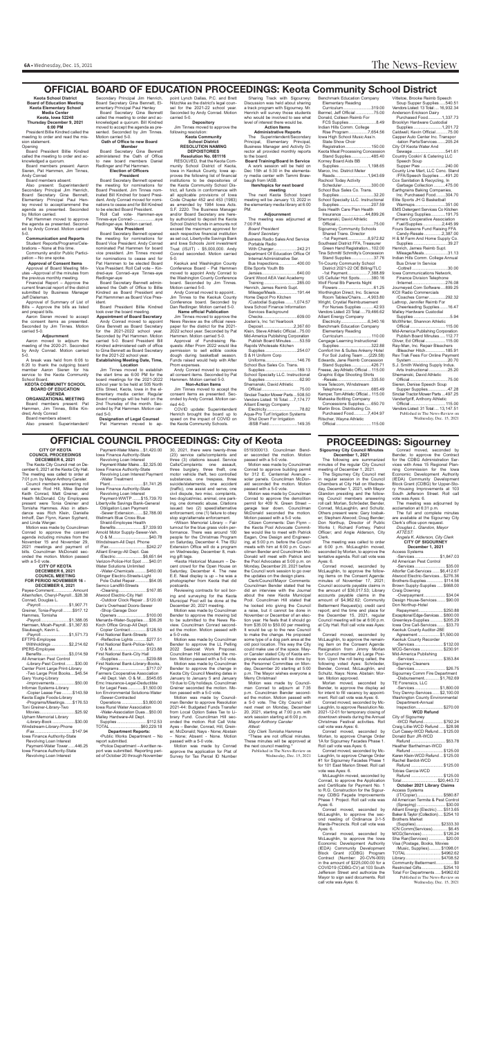# OFFICIAL BOARD OF EDUCATION PROCEEDINGS: Keota Community School District

**Keota School District Board of Education Meeting Keota Elementary School Media Center Keota, Iowa 52248 Thursday December 9, 2021 6:00 PM**

President Billie Kindred called the meeting to order and read the mission statement.

Opening

Board President Billie Kindred called the meeting to order and acknowledged a quorum.

Board members present: Aaron Sieren, Pat Hammen, Jim Timmes, Andy Conrad

Board members absent:

Also present: Superintendent/ Secondary Principal Jim Henrich, Board Secretary Gina Bennett, Elementary Principal Paul Henley moved to accept/amend the agenda as presented. Seconded by. Motion carried.

Pat Hammen moved to approve the agenda as presented. Seconded by Andy Conrad. Motion carried 5-0.

**Communication and Reports**

Student Reports/Programs/Celebrations – None at this time.

Community and/or Public Participation – No one spoke.

**Approval of Consent Items**

Approval of Board Meeting Minutes –Approval of the minutes from the previous monthly meeting.

Financial Report – Approve the current financial report of the district submitted by Business Manager Jeff Dieleman.

Approval of Summary of List of Bills – Approve the bills as listed and prepaid bills.

Aaron Sieren moved to accept the consent items as presented. Seconded by Jim Timmes. Motion carried 5-0.

**Adjournment**

Aaron moved to adjourn the meeting of the 2020-21. Seconded by Andy Conrad. Motion carried 5-0.

A break was held from 6:06 to 6:20 to thank the outgoing board member Aaron Sieren for his service to the Keota Community School Board.

**KEOTA COMMUNITY SCHOOL BOARD OF EDUCATION AGENDA**

**ORGANIZATIONAL MEETING**

Board members present: Pat Hammen, Jim Timmes, Billie Kindred, Andy Conrad

Board members absent:

Also present: Superintendent/ Secondary Principal Jim Henrich, Board Secretary Gina Bennett, Elementary Principal Paul Henley

Board Secretary Gina Bennett called the meeting to order and acknowledged a quorum. Bill Kindred moved to accept the agenda as presented. Seconded by Jim Timmes. Motion carried 5-0.

**Oath of Office to new Board Member**

Board Secretary Gina Bennett administered the Oath of Office to new board members Daniel Redlinger and Pat Hammen.

**Election of Officers President**

Board Secretary Bennett opened the meeting for nominations for Board President. Jim Timmes nominated Bill Kindred for board President. Andy Conrad moved for nominations to cease and for Bill Kindred to be elected Board President.

Roll Call vote- Hammen-aye Timmes-aye Conrad-.............aye Redlinger-aye. Motion carried.

**Vice President**

Board Secretary Bennett opened the meeting for nominations for Board Vice President. Andy Conrad nominated Pat Hammen for board vice president. Jim Timmes moved for nominations to cease and for Pat Hammen to be elected Board Vice President. Roll Call vote – Kindred-aye Conrad–aye Timmes-aye Redlinger-aye

Board Secretary Bennett administered the Oath of Office to Billie Kindred as Board President and Pat Hammen as Board Vice President.

Board President Billie Kindred took over the board meeting.

**Appointment of Board Secretary**

Andy Conrad moved to appoint Gina Bennett as Board Secretary for the 2021-2022 school year. Seconded by Pat Hammen. Motion carried 5-0. Board President Bill Kindred administered oath of office to Gina Bennett as Board Secretary for the 2021-22 school year.

**Establishing Meeting Date, Time, Location**

Jim Timmes moved to establish the start time as 6:00 PM for the board meetings for the 2021-2022 school year to be held at 505 North Ellis Street Keota, Iowa in the elementary media center. Regular Board meetings will be held on the 2nd Thursday of the month. Seconded by Pat Hammen. Motion carried 5-0.

**Designation of Legal Counsel**

Pat Hammen moved to appoint Lynch Dallas, P.C. and Brett Nitzchke as the district's legal counsel for the 2021-22 school year. Seconded by Andy Conrad. Motion carried 5-0.

**Depository**

Jim Timmes moved to approve the following resolution:

**Keota Community School District RESOLUTION NAMING DEPOSITORIES Resolution No. 081116**

RESOLVED, that the Keota Community School District of Keota, Iowa in Keokuk County, Iowa approves the following list of financial institutions to be depositories of the Keota Community School District, all funds in conformance with all applicable provisions of Iowa Code Chapter 452 and 453 (1983) as amended by 1984 Iowa Acts. S.F. 2220. The Business Manager and/or Board Secretary are hereby authorized to deposit the Keota School District funds in amounts not exceed the maximum approved for each respective financial institution as set out, Libertyville Savings Bank and Iowa Schools Joint investment Trust (ISJIT) - $5,000,000. Andy Conrad seconded. Motion carried 5-0.

Keokuk and Washington County Conference Board – Pat Hammen moved to appoint Andy Conrad to the Washington County Conference board. Seconded by Jim Timmes. Motion carried 5-0.

Andy Conrad moved to appoint. Jim Timmes to the Keokuk County Conference board. Seconded by Dan Redlinger. Motion carried 5-0.

**Name official Publication**

Jim Timmes moved to approve the News Review as the official newspaper for the district for the 2021-2022 school year. Seconded by Pat Hammen. Motion carried 5-0.

Approval of Fundraising Requests: After Prom 2022 would like permission to sell edible cookie dough during basketball season. Funds raised would help with After Prom expenses.

Andy Conrad moved to approve all consent items. Seconded by Pat Hammen. Motion carried 5-0.

**Non-Action Items**

Jim Timmes moved to accept the consent items as presented. Seconded by Andy Conrad. Motion carried 4-0.

COVID update: Superintendent Henrich brought the board up to speed on the impact of COVID on the Keota Community Schools.

Sharing Track with Sigourney: Discussion was held about sharing a track program with Sigourney. Mr. Henrich will survey those students who would be involved to see what level of interest there would be.

**Action Items Administrative Reports**

The Superintendent/Secondary Principal, Elementary Principal, Business Manager and Activity Director all provided monthly reports to the board.

**Board Training/Board In Service**

A work session will be held on Dec 15th at 5:30 in the elementary media center with Tammi Brawbaugh from IASB.

**Item/topics for next board meeting**

The next Keota School board meeting will be January 13, 2022 in the elementary media library at 6:00 PM.

**Adjournment**

The meeting was adjourned at 7:00 P.M.

*Board President*

*Board Secretary*

Business Radio Sales And Service Portable Radio With Charger...................242.21
Department Of Education Office Of Internal Administrative Ser. Bus Inspections..................400.00
Elite Sports Youth Bb Jerseys................................640.00
Grant Wood AEA Vast Academy Training.............................285.00
Henrich, James Reimb Supt. Mileage/Meals....................191.44
Iowa Dept Of Revenue /Custodial Supplies........1,074.57
Iowa School Finance Information Services Background Check.................................609.00
Josten's, Inc 1st Yearbook Deposit...........................2,367.60
Klein, Steve Athletic Official....75.00
Mid-America Publishing Corporation Publish Board Minutes.......53.59
Rapids Wholesale Kitchen Supplies.............................254.07
S & H Uniform Corp Uniforms...........................146.76
School Bus Sales Co. Trans. Supplies.............................189.13
School Specialty LLC. Instructional Supplies...............................62.90
Shemanski, David Athletic Official.................................75.00
Sinclair Tractor Mower Parts....508.50
Vendors Listed: 16 Total:....7,174.77
Alliant Energy Company Electricity...............................78.82
Aqua-Pro Turf Irrigation Systems Shut Down For Irrigation -BSB Field..........................149.35

Benchmark Education Company Elementary Reading Curriculum.........................319.00
Bermel, Jeff Official..............75.00
Donald, Colleen Reimb For FCS Supplies......................8.49
Indian Hills Comm. College Rise Program..................7,654.56
Iowa High School Music Assn. State Show Choir Registration.........................150.00
Keota Meat Processing Concession Stand Supplies................485.40
Kenney Board Aids BB Supplies...........................1,198.65
Marco, Inc. District Meter Reads..............................1,943.69
Richdoll Today Activity Scheduler..........................300.00
School Bus Sales Co. Trans. Supplies...............................32.20
School Specialty LLC. Instructional Supplies.............................207.59
Seis Health Care Plan Health Insurance........................44,899.26
Shemanski, David Athletic Official.................................75.00
Sigourney Community Schools Shared Trans. Director -1st Payment....................8,972.82
Southeast District FFA, Treasurer Green Hand Registration...102.00
Tina Schmidt/ Schmitty's Concession Stand Supplies....................37.76
Tri-County Community School District 2021-22 OE Billing/TLC -1st Payment....................3,388.89
US Cellular Hot Spots...........380.16
Wolf Floral Bb Parents Night Flowers................................61.25
Worthington Direct, Inc. Science Room Tables/Chairs.....4,063.80
Wright, Crystal Reimbursement For Nurse Supplies..............42.93
Vendors Listed: 23 Total:....79,466.62
Alliant Energy Company Electricity...........................8,340.16
Benchmark Education Company Elementary Reading Curriculum.........................110.00
Cengage Learning Instructional Supplies...........................322.88
Comfort Inn & Suites Ankeny Hotel For Soil Judging Team.......(229.58)
Edwards, Jane Reimb Concession Stand Supplies....................426.71
Freese, Jay Athletic Official....115.00
Graphic Edge Shooting Shirts -Resale..............................335.50
Iowa Telecom, Windstream Telephone..........................685.49
Kemper, Tim Athletic Official...115.00
Mahaska Bottling Company Concessions Supplies.........850.70
Martin Bros. Distributing Co. Purchased Food..................7,404.97
Ritscher, Wayne Athletic Official...............................115.00

Villetoe, Brooke Reimb Speech Soup Supper Supplies........540.51
Vendors Listed: 13 Total:.... 16,932.34
Anderson Erickson Dairy Purchased Food.................1,337.73
Brockhan Hardware Custodial Supplies..........................1,201.72
Caldwell, Kevin Official..........75.00
Capper Auto Center Inc. Transportation Parts/Services.........205.24
City Of Keota Water And Sewage...............................541.61
Country Cookin' & Catering LLC Speech Soup Supper Pies...........................240.00
County Line Mart, LLC Conc. Stand /FFA/Speech Supplies.......491.20
Cox Sanitation & Recycling, In Garbage Collection..........475.00
Earthquakes Baking Companies, Inc. Purchased Food.........304.70
Elite Sports JH G Basketball Warmups...........................351.00
EMS Detergent Services Co Kitchen Cleaning Supplies...................191.75
Farmers Cooperative Association Fuel/Supplies...................2,445.99
Fours Seasons Fund Raising FFA Candy-Resale...................2,387.00
H & M Farm And Home Supply Co. Supplies................................39.27
Henrich, James Reimb Supt. Mileage/Meals.......................31.13
Indian Hills Comm. College Annual Bus Driver In Service -Cotlrell...............................30.00
Iowa Communications Network, Finance Division Telephone /Internet..............................276.08
Journeyed.Com Software....999.05
KCB Radio Commercials -Coaches Corner...............292.32
LaBrop, Jennifer Reimb For Cheerleading Supplies..........16.47
Malley Hardware Custodial Supplies...............................5.94
McWherter, Shannon Athletic Official...............................115.00
Mid-America Publishing Corporation Publish Board Minutes.......112.77
Oliver, Ed Official..................115.00
Rey-Man, Inc. Repair Bleachers /Bleacher Hitch.....................185.91
Rev Trek Fees For Online Payment System...............................20.70
S.J. Smith Welding Supply Indus. Arts Instructional................25.20
Shemanski, David Athletic Official.................................75.00
Sieren, Denise Speech Soup Supper Supplies....................47.28
Sinclair Tractor Mower Parts....407.25
VanderGriff, Anthony Athletic Official...............................115.00
Vendors Listed: 31 Total:.... 13,147.51

Published in The News-Review on Wednesday, Dec. 15, 2021

# OFFICIAL COUNCIL PROCEEDINGS: City of Keota

**CITY OF KEOTA COUNCIL PROCEEDINGS DECEMBER 6, 2021**

The Keota City Council met on December 6, 2021 at the Keota City Hall. The meeting was called to order at 7:01 p.m. by Mayor Anthony Carsten.

Council members answering roll call were: Rod Hill, Mike Bender Keith Conrad, Matt Greiner, and Heath McDonald. City Employees present were Tonia Greiner and Tomisha Hammes. Also in attendance was Rich Klein, Danielle Imhoff, Dan Flynn, Karen Sypherd, and Linda Werger.

Motion was made by Councilman Conrad to approve the consent agenda including minutes from the November 15 and November 29, 2021 meetings and payment of bills. Councilman McDonald seconded the motion. Motion passed with a 5-0 vote.

**CITY OF KEOTA DECEMBER 6, 2021 COUNCIL MEETING FOR PERIOD NOVEMBER 16 - DECEMBER 6, 2021**

Payee-Comment................Amount
Altenhofen, Cheryl-Payroll...$28.38
Conrad, Douglas L. -Payroll............................$1,907.71
Greiner, Tonia-Payroll..........$917.12
Hammes, Tomisha -Payroll............................$1,388.05
Hammen, Micah-Payroll....$1,367.83
Slaubaugh, Kevin L. -Payroll............................$1,571.73
EFTPS-Employee Withholdings.....................$2,214.62
IPERS-Employee Benefits..............................$3,014.59
All American Pest Control -Library-Pest Control..........$30.00
Center Point Large Print-Library -Two Large Print Books....$45.54
Gary Young-Library -Improvements......................$50.00
Informax Systems-Library -Copier Lease Fee............$145.59
Keota Eagle Foods-Library -Programs/Meetings.........$176.53
Toni Greiner-Library-Two Movies..................................$25.92
Upham Memorial Library -Library-Book......................$30.00
Windstream-Library-Phone /Fax........................................$147.94
Iowa Finance Authority-State Revolving Loan Interest Payment-Water Towe.......$46.25
Iowa Finance Authority-State Revolving Loan Interest

Payment-Water Mains....$1,420.00
Iowa Finance Authority-State Revolving Loan Interest Payment-Water Mains....$2,325.00
Iowa Finance Authority-State Revolving Loan Interest Payment -Water Treatment Plant.......................................$1,741.25
Iowa Finance Authority-State Revolving Loan Interest Payment-WWTP...........$15,739.70
Libertyville Savings Bank-General Obligation Loan Payment -Sewer Extension........$2,788.00
Wellmark Blue Cross Blue Shield-Employee Health Benefits...........................$7,339.93
Arnold Motor Supply-Sewer-Veh. O & M..................................$40.78
Windstream-All Dept. Phone /Fax......................................$242.27
Alliant Energy-All Dept. Gas /Electric.........................$6,851.64
Verizon-Police-Hot Spot......$40.01
Water Solutions Unlimited -Water-Chemicals...........$450.00
Ollinger Electric-Streets-Light Pole Outlet Repair...............$54.05
Semco Landfill-Streets -Cleaning...........................$167.85
Atwood Electric-City Hall -Outdoor Clock Repair...$120.00
Dan's Overhead Doors-Sewer -Shop Garage Door Openers.................................$100.00
Menards-Water-Supplies.....$36.26
Koch Office Group-All Dept. Copier Contract................$128.50
First National Bank-Streets -Reflective Lights..............$277.51
First National Bank-Police-Veh. O & M..............................$123.88
First National Bank-City Hall -Supplies..........................$239.88
First National Bank-Library-Books, Programs.............................$717.07
Farmers Cooperative Association -All Dept. Veh. O & M......$545.65
Emc Insurance-Legal-Deductible For Legal Fees..............$1,500.00
Ion Environmental Solutions-Water /Sewer-Contracted Operations.......................$3,800.00
Iowa Rural Water Association -Water-Association Dues....$50.00
Malley Hardware-All Dept. Supplies...............................$112.53
TOTAL..........................$60,229.18

**Department Reports:**

•Public Works Department – No report submitted.

•Police Department – A written report was submitted. Reporting period of October 20 through November 30, 2021, there were twenty-three (23) service calls/complaints and three (3) citations issued. Service Calls/Complaints: one assault, three burglary, three theft, one motor vehicle theft, two controlled substances, one trespass, three suicide/statements, one accident (traffic), one assist and serve, one civil dispute, two misc. complaints, two dogs/animals; animal, one parking, one domestic abuse. Citations issued: two (2) speed/alternative enforcement, one (1) failure to obey stop sign/alternate enforcement.

•Wilson Memorial Library – Fair turnout for the blue grass violin performance. There was around 100 people for the Christmas Program on Saturday, December 4. The ISU Extension Office will do a program on Wednesday, December 8, making gift tags.

•Keota Historical Museum – Decent crowd for the Open House on Saturday, December 4. The new E.E. Neal display is up – he was a photographer from Keota that did postcards.

Reviewing contracts for sod boring and surveying for the Keota Municipal Pool will be done at the December 20, 2021 meeting.

Motion was made by Councilman Bender to approve the mowing bid to be submitted to the News Review. Councilman Conrad seconded the motion. Motion passed with a 5-0 vote.

Motion was made by Councilman Bender to approve the LL Pelling 2022 Sealcoat Work Proposal. Councilman Hill seconded the motion. Motion passed with a 5-0 vote.

Motion was made by Councilman Bender to approve the change in Keota City Council meeting dates in January to January 5 and January 19 due to City holidays. Councilman Greiner seconded the motion. Motion passed with a 5-0 vote.

Motion was made by Councilman Bender to approve Resolution 2021-44: Budgeted Funds Transfer from Local Option Sales Tax to Library Fund. Councilman Hill seconded the motion. Roll Call Vote: Ayes – Bender, Conrad, Hill, Greiner, McDonald; Nays - None; Abstain – None; Absent - None. Motion passed with a 5-0 vote.

Motion was made by Councilman Conrad to approve the application for Plat of Survey for Tax Parcel ID Number 0519300013. Councilman Bender seconded the motion. Motion passed with a 5-0 vote.

Motion was made by Councilman Conrad to approve building permit for 312 E. Centennial Avenue – solar panels. Councilman McDonald seconded the motion. Motion passed with a 5-0 vote.

Motion was made by Councilman Conrad to approve the demolition permit for 409 N. Green Street – garage tear down. Councilman McDonald seconded the motion. Motion passed with a 5-0 vote.

Citizen Comments: Dan Flynn – the Keota Pool Advocate Committee would like to meet with Patrick Eagan, One Design and Engineering, at 5:00 p.m. before the council meets with him at 6:00 p.m. Councilman Bender and Councilman McDonald will meet with Patrick and the Pool Advocates at 5:00 p.m. on Monday, December 20, 2021 before the Council work session to go over the updates on the design plans.

Clerk/Council/Mayor Comments: Councilman Bender stated that he did an interview with the Journal about the new Keota Municipal Pool. Councilman Hill stated that he looked into giving the Council a raise, but it cannot be done in November or December of an election year. He feels that it should go from $35.00 to $50.00 per meeting. It would be up to the new Council to make the change. He proposed some type of a dog park area at the old pool location. This way the City could make use of the space. Mayor Carsten stated City of Keota employee evaluations will be done by the Personnel Committee on Monday, December 20 starting at 5:00 p.m. The Mayor wishes everyone a Merry Christmas!

Motion was made by Councilman Conrad to adjourn at 7:35 p.m. Councilman Bender seconded the motion. Motion passed with a 5-0 vote. The City Council will next meet on Monday, December 20, 2021, starting at 7:00 p.m. with work session starting at 6:00 p.m.

*Mayor Anthony Carsten*

*Attest:*

*City Clerk Tomisha Hammes*

"These are not official minutes. These minutes will be approved at the next council meeting."

Published in The News-Review on Wednesday, Dec. 15, 2021

# PROCEEDINGS: Sigourney

**Sigourney City Council Minutes December 1, 2021**

The following are summarized minutes of the regular City Council meeting of December 1, 2021.

The Sigourney City Council met in regular session in the Council Chambers at City Hall on Wednesday, December 1, 2021, with Mayor Glandon presiding and the following Council members answering roll call: Morlan, Schroeder, Bender, Conrad, McLaughlin, and Schultz. Others present were: Gary Isobaker, Stephen Atwood; Doug Bender; Don Northup, Director of Public Works I, Richard Fortney, Police Officer; and Angie Alderson, City Clerk.

The meeting was called to order at 6:01 p.m. McLaughlin moved, seconded by Morlan, to approve the tentative agenda. Roll call vote was Ayes: 6.

Conrad moved, seconded by McLaughlin, to approve the following items on the Consent Agenda: minutes of November 17, 2021 council accounts payable claims in the amount of $36,017.53; Library accounts payable claims in the amount of $4,962.62; Community Betterment Request(s); credit card report; and the time and place for the December 15, 2021, regular Council meeting will be at 6:00 p.m. at City Hall. Roll call vote was Ayes: 6.

Conrad moved, seconded by McLaughlin, to approve the remaining item on the Consent Agenda: Resignation from Jimmy Morlan for Council member At Large Position. Upon the roll being called, the following voted Ayes: Schroeder, Bender, Conrad, McLaughlin, and Schultz. Nays: None. Abstain: Morlan. Motion approved.

Morlan moved, seconded by Bender, to approve the delay ad for intent to fill vacancy by appointment. Roll call vote was Ayes: 6.

Conrad moved, seconded by McLaughlin, to approve Change Order 1 to Morlan for review of the Sigourney Wastewater and Downtown streets during the Annual Christmas Festival activities. Roll call vote was Ayes: 6.

Conrad moved, seconded by McLaughlin, to approve Change Order 1A for Sigourney Façades Phase 1 for 101 East Main Street. Roll call vote was Ayes: 6.

Conrad moved, seconded by McLaughlin, to approve Change Order #1 for Sigourney Façades Phase 1 for 101 East Main Street. Roll call vote was Ayes: 6.

McLaughlin moved, seconded by Conrad, to approve the Application and Certificate for Payment No. 1 to R.G. Construction for the Sigourney CDBG Façade Improvements Phase 1 Project. Roll call vote was Ayes: 6.

Conrad moved, seconded by McLaughlin, to approve the second reading of Ordinance 2-1-5 Wards-Precincts. Roll call vote was Ayes: 6.

Conrad moved, seconded by McLaughlin, to approve the Iowa Economic Development Authority (IEDA) Community Development Block Grant (CDBG) Program Contract (Number: 20-CVN-009) in the amount of $225,000.00 for a COVID19 (CDBG-CV) at 103 South Jefferson Street and authorize the Mayor to sign said documents. Roll call vote was Ayes: 6.

Conrad moved, seconded by Bender, to approve the Contract for the CDBG Administration Services with Area 15 Regional Planning Commission for the Iowa Economic Development Authority (IEDA) Community Development Block Grant (CDBG) for Upper-Story Housing Improvements at 103 South Jefferson Street. Roll call vote was Ayes: 6.

The meeting was adjourned by acclamation at 6:31 p.m.

The full and complete minutes are available at the Sigourney City Clerk's office upon request.

*Douglas L. Glandon, Mayor*

*ATTEST:*

*Angela K. Alderson, City Clerk*

**CITY OF SIGOURNEY December 1, 2021**

Access Systems -Services............................$1,847.03
All American Pest Control -Services..............................$35.00
Altorfer Cat-Services.........$6,412.67
Atwood Electric-Services........$276.36
Brothers-Supplies....................$114.68
Brown Supply-Supplies........$668.00
Craig Downing -Overpayment........................$34.04
Design House-Services..........$90.00
Don Northup-Hotel Repayment...........................$250.88
Exceptional Edge-Services......$600.00
Greenleys-Supplies..................$205.29
Iowa One Call-Services............$33.70
Keokuk County Auditor-28E Agreement.......................$1,500.00
Keokuk County Recorder -Services..............................$132.00
MCG-Services..........................$230.91
Mid-America Publishing -Services............................$353.84
Sigourney Cleaners -Services..............................$26.75
Sigourney Comm Fire Department -Disbursement.................$1,762.69
TE Forensics, LLC -Services............................$1,800.00
Troy Glenny-Services.........$2,100.00
Washington County Environmental Department-Annual Inspection..........................$270.00

**WCD Refund**

City of Sigourney -WCD Refund.....................$792.24
Craig Litle-WCD Refund........$125.00
Curt Casey-WCD Refund.....$125.00
Donald Burr JR-WCD Refund..................................$53.78
Heather Barthelman-WCD Refund................................$125.00
Karen Klein-WCD Refund.....$125.00
Rachel Bardot-WCD Refund................................$125.00
Tobias Garcia-WCD Refund................................$125.00
Total............................$20,443.72

**October 2021 Library Claims**

Access Systems (IT/Copier).........................$580.87
All American Termite & Pest Control (Spraying).............................$30.00
Alliant Energy (Electric)........$313.65
Baker & Taylor (Collection)....$254.10
Brothers Market (Supplies).........................$2333.30
ICN Comm(Services)................$6.45
MCG(Services).......................$126.24
Sha Ran(Services)....................$20.00
Visa (Postage, Books, Movies /Music, Supplies)............$1098.01
TOTAL...................................$4962.62
Library....................................$4708.52
Community Betterment..................$0
Restricted Gifts........................$254.10
Total For Departments.......$4962.62

Published in The News-Review on Wednesday, Dec. 15, 2021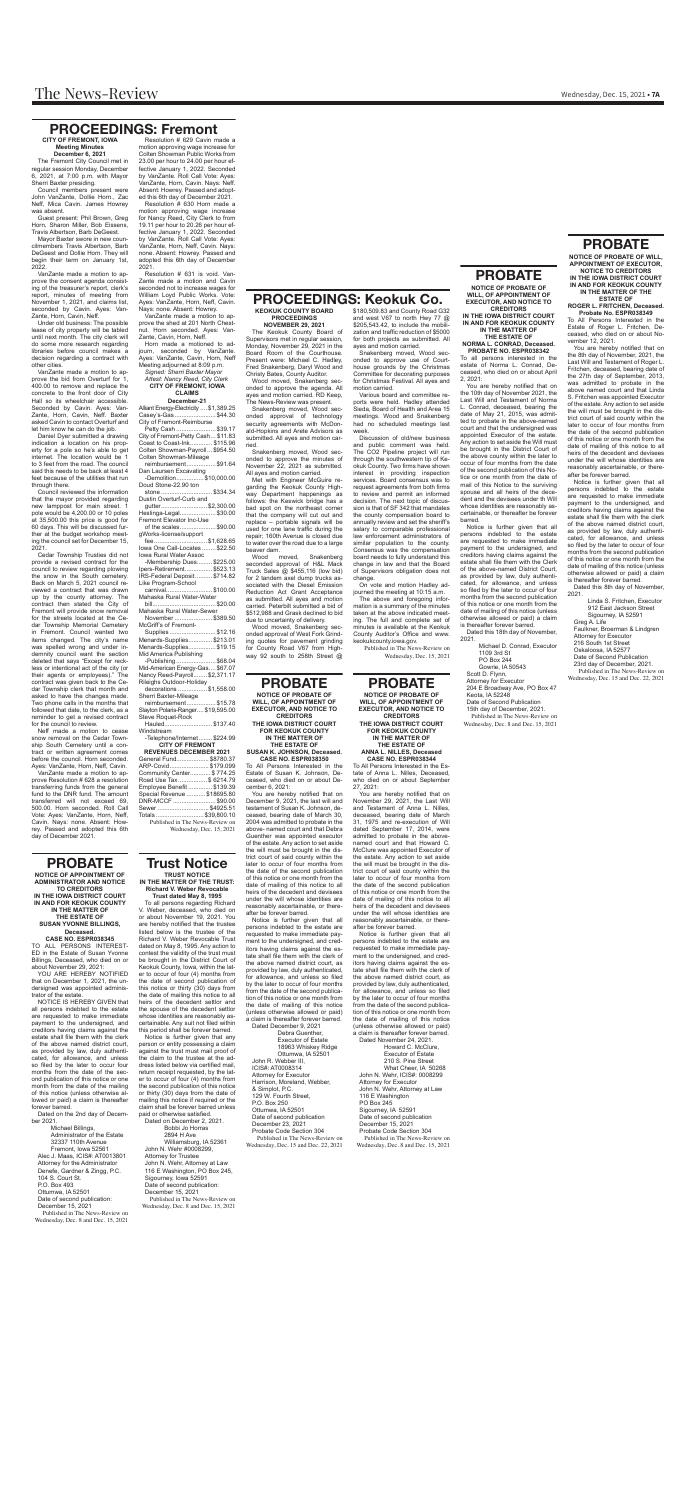# PROCEEDINGS: Fremont

**CITY OF FREMONT, IOWA**
**Meeting Minutes**
**December 6, 2021**

The Fremont City Council met in regular session Monday, December 6, 2021, at 7:00 p.m. with Mayor Sherri Baxter presiding.

Council members present were John VanZante, Dollie Horn., Zac Neff, Mica Cavin. James Howrey was absent.

Guest present: Phil Brown, Greg Horn, Sharon Miller, Bob Eissens, Travis Albertson, Barb DeGeest.

Mayor Baxter swore in new councilmembers Travis Albertson, Barb DeGeest and Dollie Horn. They will begin their term on January 1st, 2022.

VanZante made a motion to approve the consent agenda consisting of the treasurer's report, clerk's report, minutes of meeting from November 1, 2021, and claims list, seconded by Cavin. Ayes: Van-Zante, Horn, Cavin, Neff.

Under old business: The possible lease of city property will be tabled until next month. The city clerk will do some more research regarding libraries before council makes a decision regarding a contract with other cities.

VanZante made a motion to approve the bid from Overturf for 1, 400.00 to remove and replace the concrete to the front door of City Hall so its wheelchair accessible. Seconded by Cavin. Ayes: Van-Zante, Horn, Cavin, Neff. Baxter asked Cavin to contact Overturf and let him know he can do the job.

Darrell Dyer submitted a drawing indicating a location on his property for a pole so he's able to get internet. The location would be 1 to 3 feet from the road. The council said this needs to be back at least 4 feet because of the utilities that run through there.

Council reviewed the information that the mayor provided regarding new lamppost for main street. 1 pole would be 4,200.00 or 10 poles at 35,500.00 this price is good for 60 days. This will be discussed further at the budget workshop meeting the council set for December 15, 2021.

Cedar Township Trustees did not provide a revised contract for the council to review regarding plowing the snow in the South cemetery. Back on March 5, 2021 council reviewed a contract that was drawn up by the county attorney. The contract then stated the City of Fremont will provide snow removal for the streets located at the Cedar Township Memorial Cemetery in Fremont. Council wanted two items changed. The city's name was spelled wrong and under indemnity council want the section deleted that says "Except for reckless or intentional act of the city (or their agents or employees)." The contract was given back to the Cedar Township clerk that month and asked to have the changes made. Two phone calls in the months that followed that clerk, to the clerk, as a reminder to get a revised contract for the council to review.

Neff made a motion to cease snow removal on the Cedar Township South Cemetery until a contract or written agreement comes before the council. Horn seconded. Ayes: VanZante, Horn, Cavin, Neff.

VanZante made a motion to approve Resolution # 628 a resolution transferring funds from the general fund to the DNR fund. The amount transferred will not exceed 69, 500.00. Horn seconded. Roll Call Vote: Ayes: VanZante, Horn, Neff, Cavin. Nays: none. Absent: Howrey. Passed and adopted this 6th day of December 2021.

Resolution # 629 Cavin made a motion approving wage increase for Colleen Showman Public Works from 23.00 per hour to 24.00 per hour effective January 1, 2022. Seconded by VanZante. Roll Call Vote: Ayes: VanZante, Horn, Cavin. Nays: Neff. Absent: Howrey. Passed and adopted this 6th day of December 2021.

Resolution # 630 Horn made a motion approving wage increase for Nancy Reed, City Clerk to from 19.11 per hour to 20.26 per hour effective January 1, 2022. Seconded by VanZante. Roll Call Vote: Ayes: VanZante, Horn, Neff, Cavin. Nays: none. Absent: Howrey. Passed and adopted this 6th day of December 2021.

Resolution # 631 is void. VanZante made a motion and Cavin seconded not to increase wages for William Loyd Public Works. Vote: Ayes: VanZante, Horn, Neff, Cavin. Nays: none. Absent: Howrey.

VanZante made a motion to approve the shed at 201 North Chestnut. Horn seconded. Ayes: VanZante, Cavin, Horn, Neff.

Horn made a motioned to adjourn, seconded by VanZante. Ayes: VanZante, Cavin, Horn, Neff Meeting adjourned at 8:09 p.m.

*Signed: Sherri Baxter Mayor*
*Attest: Nancy Reed, City Clerk*

**CITY OF FREMONT, IOWA**
**CLAIMS**
**December-21**

Alliant Energy-Electricity .....$1,389.25
Casey's-Gas.............................$44.30
City of Fremont-Reimburse Petty Cash..............................$39.17
City of Fremont-Petty Cash.... $11.83
Coast to Coast-Ink..................$115.96
Colleen Showman-Payroll .....$954.50
Collen Showman-Mileage reimbursement.......................$91.64
Dan Lauren Excavating -Demolition.....................$10,000.00
Doud Stone-22.90 ton stone.......................................$334.34
Dustin Overturf-Curb and gutter.....................................$2,300.00
Hastings-Legal.......................$30.00
Fremont Elevator Inc-Use of the scales..............................$90.00
gWorks-license/support fee.........................................$1,626.65
Iowa One Call-Locates.........$22.50
Iowa Rural Water Assoc -Membership Dues.............$225.00
Ipers-Retirement..................$522.13
IRS-Federal Deposit...............$714.82
Lake Program-School carnival......................................$100.00
Mahaska Rural Water-Water bill.............................................$20.00
Mahaska Rural Water-Sewer November..............................$389.50
McGriff's of Fremont-Supplies.......................................$12.16
Menards-Supplies.................$213.01
Menards-Supplies...................$19.15
Mid America Publishing -Publishing............................$68.04
Mid-American Energy-Gas.....$67.07
Nancy Reed-Payroll...........$2,371.17
Rileighs Outdoor-Holiday decorations .........................$1,558.00
Sherri Baxter-Mileage reimbursement.....................$15.78
Skyhin Pollats-Repair ... $19,505.00
Steve Roquet-Rock Hauled..................................$137.40
Windstream -Telephone/Internet..........$224.99

**CITY OF FREMONT**
**REVENUES DECEMBER 2021**

General Fund.......................$8780.37
ARP-Covid........................$179.099
Community Center............ $ 774.25
Road Use Tax...................$ 6214.79
Employee Benefit ...............$139.39
Special Revenue...............$18695.80
DNR-MCCF ........................$90.00
Sewer ..................................$4925.51
Totals.................................$39,800.10

Published in The News-Review on Wednesday, Dec. 15, 2021

# PROBATE

**NOTICE OF APPOINTMENT OF ADMINISTRATOR AND NOTICE TO CREDITORS IN THE IOWA DISTRICT COURT IN AND FOR KEOKUK COUNTY IN THE MATTER OF THE ESTATE OF SUSAN YVONNE BILLINGS, Deceased. CASE NO. ESPR038345**

TO ALL PERSONS INTERESTED in the Estate of Susan Yvonne Billings, Deceased, who died on or about November 29, 2021:

YOU ARE HEREBY NOTIFIED that on December 1, 2021, the undersigned was appointed administrator of the estate.

NOTICE IS HEREBY GIVEN that all persons indebted to the estate are requested to make immediate payment to the undersigned, and creditors having claims against the estate shall file them with the clerk of the above named district court, as provided by law, duly authenticated, for allowance, and unless so filed by the later to occur four months from the date of the second publication of this notice or one month from the date of the mailing of this notice (unless otherwise allowed or paid) a claim is thereafter forever barred.

Dated on the 2nd day of December 2021.

Michael Billings,
Administrator of the Estate
32337 110th Avenue
Fremont, Iowa 52561
Alec J. Maas, ICIS#: AT0013801
Attorney for the Administrator
Denefe, Gardner & Zingg, P.C.
104 S. Court St.
P.O. Box 493
Ottumwa, IA 52501
Date of second publication:
December 15, 2021

Published in The News-Review on Wednesday, Dec. 8 and Dec. 15, 2021

# Trust Notice

**TRUST NOTICE IN THE MATTER OF THE TRUST: Richard V. Weber Revocable Trust dated May 8, 1995**

To all persons regarding Richard V. Weber, deceased, who died on or about November 19, 2021. You are hereby notified that the trustee listed below is the trustee of the Richard V. Weber Revocable Trust dated on May 8, 1995. Any action to contest the validity of the trust must be brought in the District Court of Keokuk County, Iowa, within the later to occur of four (4) months from the date of second publication of this notice or thirty (30) days from the date of mailing this notice to all heirs of the decedent settlor and the spouse of the decedent settlor whose identities are reasonably ascertainable. Any suit not filed within this period shall be forever barred.

Notice is further given that any person or entity possessing a claim against the trust must mail proof of the claim to the trustee at the address listed below via certified mail, return receipt requested, by the later to occur of four (4) months from the second publication of this notice or thirty (30) days from the date of mailing this notice if required or the claim shall be forever barred unless paid or otherwise satisfied.

Dated on December 2, 2021.
Bobbi Jo Homes
2894 H Ave
Williamsburg, IA 52361
John N. Wehr #0008299,
Attorney for Trustee
John N. Wehr, Attorney at Law
116 E Washington, PO Box 245,
Sigourney, Iowa 52591
Date of second publication:
December 15, 2021

Published in The News-Review on Wednesday, Dec. 8 and Dec. 15, 2021

# PROCEEDINGS: Keokuk Co.

**KEOKUK COUNTY BOARD PROCEEDINGS NOVEMBER 29, 2021**

The Keokuk County Board of Supervisors met in regular session, Monday, November 29, 2021 in the Board Room of the Courthouse. Present were: Michael C. Hadley, Fred Snakenberg, Daryl Wood and Christy Bates, County Auditor.

Wood moved, Snakenberg seconded to approve the agenda. All ayes and motion carried. RD Keep, The News-Review was present.

Snakenberg moved, Wood seconded approval of technology security agreements with McDonald-Hopkins and Arete Advisors as submitted. All ayes and motion carried.

Snakenberg moved, Wood seconded to approve the minutes of November 22, 2021 as submitted. All ayes and motion carried.

Met with Engineer McGuire regarding the Keokuk County Highway Department happenings as follows: the Keswick bridge has a bad spot on the northeast corner that the company will cut out and replace – portable signals will be used for one lane traffic during the repair; 160th Avenue is closed due to water over the road due to a large beaver dam.

Wood moved, Snakenberg seconded approval of H&L Mack Truck Sales @ $455,116 (low bid) for 2 tandem axel dump trucks associated with the Diesel Emission Reduction Act Grant Acceptance as submitted. All ayes and motion carried. Peterbilt submitted a bid of $512,988 and Cresk declined to bid due to uncertainty of delivery.

Wood moved, Snakenberg seconded approval of West Fork Grinding quotes for pavement grinding for County Road V67 from Highway 92 south to 256th Street @ $180,509.83 and County Road G32 and west V67 to north Hwy 77 @ $205,543.42, to include the mobilization and traffic reduction of $5000 for both projects as submitted. All ayes and motion carried.

Snakenberg moved, Wood seconded to approve use of Courthouse grounds by the Christmas Committee for decorating purposes for Christmas Festival. All ayes and motion carried.

Various board and committee reports were held. Hadley attended Sieda, Board of Health and Area 15 meetings. Wood and Snakenberg had no scheduled meetings last week.

Discussion of old/new business and public comment was held. The CO2 Pipeline project will run through the southwestern tip of Keokuk County. Two firms have shown interest in providing inspection services. Board consensus was to request agreements from both firms to review and permit an informed decision. The next topic of discussion is that of SF 342 that mandates the county compensation board to annually review and set the sheriff's salary to comparable professional law enforcement administrators of similar population to the county. Consensus was the compensation board needs to fully understand this change in law and that the Board of Supervisors obligation does not change.

On vote and motion Hadley adjourned the meeting at 10:15 a.m.

The above and foregoing information is a summary of the minutes taken at the above indicated meeting. The full and complete set of minutes is available at the Keokuk County Auditor's Office and www.keokukcountyiowa.gov.

Published in The News-Review on Wednesday, Dec. 15, 2021

# PROBATE

**NOTICE OF APPOINTMENT OF WILL, OF APPOINTMENT OF EXECUTOR, AND NOTICE TO CREDITORS THE IOWA DISTRICT COURT FOR KEOKUK COUNTY IN THE MATTER OF THE ESTATE OF SUSAN K. JOHNSON, Deceased. CASE NO. ESPR038350**

To All Persons Interested in the Estate of Susan K. Johnson, Deceased, who died on or about December 6, 2021:

You are hereby notified that on December 9, 2021, the last will and testament of Susan K. Johnson, deceased, bearing date of March 30, 2004 was admitted to probate in the above- named court and that Debra Guenther was appointed executor of the estate. Any action to set aside the will must be brought in the district court of said county within the later to occur of four months from the date of the second publication of this notice or one month from the date of mailing of this notice to all heirs of the decedent and devisees under the will whose identities are reasonably ascertainable, or thereafter be forever barred.

Notice is further given that all persons indebted to the estate are requested to make immediate payment to the undersigned, and creditors having claims against the estate shall file them with the clerk of the above named district court, as provided by law, duly authenticated, for allowance, and unless so filed by the later to occur four months from the date of the second publication of this notice or one month from the date of mailing of this notice (unless otherwise allowed or paid) a claim is thereafter forever barred.

Dated December 9, 2021
Debra Guenther,
Executor of Estate
18963 Whiskey Ridge
Ottumwa, IA 52501
John R. Webber III,
ICIS#: AT0008314
Attorney for Executor
Harrison, Moreland, Webber
& Simplot, P.C.
129 W. Fourth Street,
P.O. Box 250
Ottumwa, IA 52501
Date of second publication
December 23, 2021
Probate Code Section 304

Published in The News-Review on Wednesday, Dec. 15 and Dec. 22, 2021

# PROBATE

**NOTICE OF PROBATE OF WILL, OF APPOINTMENT OF EXECUTOR, AND NOTICE TO CREDITORS THE IOWA DISTRICT COURT FOR KEOKUK COUNTY IN THE MATTER OF THE ESTATE OF ANNA L. NILLES, Deceased CASE NO. ESPR038344**

To All Persons Interested in the Estate of Anna L. Nilles, Deceased, who died on or about September 27, 2021:

You are hereby notified that on November 29, 2021, the Last Will and Testament of Anna L. Nilles, deceased, bearing date of March 31, 1975 and re-execution of Will dated September 17, 2014, were admitted to probate in the above-named court and that Howard C. McClure was appointed Executor of the estate. Any action to set aside the will must be brought in the district court of said county within the later to occur of four months from the date of the second publication of this notice or one month from the date of mailing of this notice to all heirs of the decedent and devisees under the will whose identities are reasonably ascertainable, or thereafter be forever barred.

Notice is further given that all persons indebted to the estate are requested to make immediate payment to the undersigned, and creditors having claims against the estate shall file them with the clerk of the above named district court, as provided by law, duly authenticated, for allowance, and unless so filed by the later to occur four months from the date of the second publication of this notice or one month from the date of mailing of this notice (unless otherwise allowed or paid) a claim is thereafter forever barred.

Dated November 24, 2021.
Howard C. McClure,
Executor of Estate
210 S. Pine Street
What Cheer, IA 50268
John N. Wehr, ICIS#: 0008299
Attorney for Executor
John N. Wehr, Attorney at Law
116 E Washington
PO Box 245
Sigourney, IA 52591
Date of second publication
December 15, 2021
Probate Code Section 304

Published in The News-Review on Wednesday, Dec. 8 and Dec. 15, 2021

# PROBATE

**NOTICE OF PROBATE OF WILL, OF APPOINTMENT OF EXECUTOR, AND NOTICE TO CREDITORS IN THE IOWA DISTRICT COURT IN AND FOR KEOKUK COUNTY IN THE MATTER OF THE ESTATE OF NORMA L. CONRAD, Deceased. PROBATE NO. ESPR038342**

To all persons interested in the estate of Norma L. Conrad, Deceased, who died on or about April 2, 2021:

You are hereby notified that on the 10th day of November 2021, the Last Will and Testament of Norma L. Conrad, deceased, bearing the date of May 21, 2015, was admitted to probate in the above-named court and that the undersigned was appointed Executor of the estate. Any action to set aside the Will must be brought in the District Court of the above county within the later to occur of four months from the date of the second publication of this Notice or one month from the date of mail of this Notice to the surviving spouse and all heirs of the decedent and the devisees under th Will whose identities are reasonably ascertainable, or thereafter be forever barred.

Notice is further given that all persons indebted to the estate are requested to make immediate payment to the undersigned, and creditors having claims against the estate shall file them with the Clerk of the above-named District Court, as provided by law, duly authenticated, for allowance, and unless so filed by the later to occur of four months from the date of the second publication of this notice or one month from the date of mailing of this notice (unless otherwise allowed or paid) a claim is thereafter forever barred.

Dated this 18th day of November, 2021.

Michael D. Conrad, Executor
1109 3rd St
PO Box 244
Gowrie, IA 50543
Scott D. Flynn,
Attorney for Executor
204 E Broadway Ave, PO Box 47
Keota, IA 52248
Date of Second Publication
15th day of December, 2021.

Published in The News-Review on Wednesday, Dec. 8 and Dec. 15, 2021

# PROBATE

**NOTICE OF PROBATE OF WILL, APPOINTMENT OF EXECUTOR, NOTICE TO CREDITORS IN THE IOWA DISTRICT COURT IN AND FOR KEOKUK COUNTY IN THE MATTER OF THE ESTATE OF ROGER L. FRITCHEN, Deceased. Probate No. ESPR038349**

To All Persons Interested in the Estate of Roger L. Fritchen, Deceased, who died on or about November 12, 2021.

You are hereby notified that on the 8th day of November, 2021, the Last Will and Testament of Roger L. Fritchen, deceased, bearing date of the 27th day of September, 2013, was admitted to probate in the above named court and that Linda S. Fritchen was appointed Executor of the estate. Any action to set aside the will must be brought in the district court of said county within the later to occur of four months from the date of the second publication of this notice or one month from the date of mailing of this notice to all heirs of the decedent and devisees under the will whose identities are reasonably ascertainable, or thereafter be forever barred.

Notice is further given that all persons indebted to the estate are requested to make immediate payment to the undersigned, and creditors having claims against the estate shall file them with the clerk of the above named district court, as provided by law, duly authenticated, for allowance, and unless so filed by the later to occur four months from the second publication of this notice or one month from the date of mailing of this notice (unless otherwise allowed or paid) a claim is thereafter forever barred.

Dated this 8th day of November, 2021.

Linda S. Fritchen, Executor
912 East Jackson Street
Sigourney, IA 52591
Greg A. Life
Faulkner, Broerman & Lindgren
Attorney for Executor
216 South 1st Street
Oskaloosa, IA 52577
Date of Second Publication
23rd day of December, 2021.

Published in The News-Review on Wednesday, Dec. 15 and Dec. 22, 2021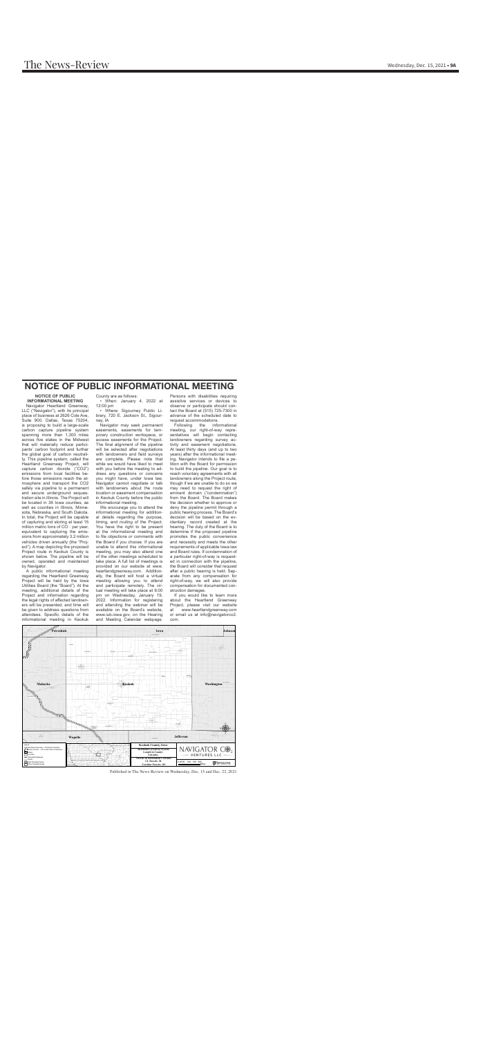# NOTICE OF PUBLIC INFORMATIONAL MEETING

**NOTICE OF PUBLIC INFORMATIONAL MEETING**

Navigator Heartland Greenway, LLC ("Navigator"), with its principal place of business at 2626 Cole Ave, Suite 900, Dallas, Texas 75204, is proposing to build a large-scale carbon capture pipeline system spanning more than 1,300 miles across five states in the Midwest that will materially reduce participants' carbon footprint and further the global goal of carbon neutrality. This pipeline system, called the Heartland Greenway Project, will capture carbon dioxide ("CO2") emissions from local facilities before those emissions reach the atmosphere and transport the CO2 safely via pipeline to a permanent and secure underground sequestration site in Illinois. The Project will be located in 36 Iowa counties, as well as counties in Illinois, Minnesota, Nebraska, and South Dakota. In total, the Project will be capable of capturing and storing at least 15 million metric tons of $CO_2$ per year, equivalent to capturing the emissions from approximately 3.2 million vehicles driven annually (the "Project"). A map depicting the proposed Project route in Keokuk County is shown below. The pipeline will be owned, operated and maintained by Navigator.

A public informational meeting regarding the Heartland Greenway Project will be held by the Iowa Utilities Board (the "Board"). At the meeting, additional details of the Project and information regarding the legal rights of affected landowners will be presented, and time will be given to address questions from attendees. Specific details of the informational meeting in Keokuk County are as follows:

- When: January 4, 2022 at 12:00 pm
- Where: Sigourney Public Library, 720 E. Jackson St., Sigourney, IA

Navigator may seek permanent easements, easements for temporary construction workspace, or access easements for the Project. The final alignment of the pipeline will be selected after negotiations with landowners and field surveys are complete. Please note that while we would have liked to meet with you before the meeting to address any questions or concerns you might have, under Iowa law, Navigator cannot negotiate or talk with landowners about the route location or easement compensation in Keokuk County before the public informational meeting.

We encourage you to attend the informational meeting for additional details regarding the purpose, timing, and routing of the Project. You have the right to be present at the informational meeting and to file objections or comments with the Board if you choose. If you are unable to attend this informational meeting, you may also attend one of the other meetings scheduled to take place. A full list of meetings is provided on our website at www.heartlandgreenway.com. Additionally, the Board will host a virtual meeting allowing you to attend and participate remotely. The virtual meeting will take place at 6:00 pm on Wednesday, January 19, 2022. Information for registering and attending the webinar will be available on the Board's website, www.iub.iowa.gov, on the Hearing and Meeting Calendar webpage. Persons with disabilities requiring assistive services or devices to observe or participate should contact the Board at (515) 725-7300 in advance of the scheduled date to request accommodations.

Following the informational meeting, our right-of-way representatives will begin contacting landowners regarding survey activity and easement negotiations. At least thirty days (and up to two years) after the informational meeting, Navigator intends to file a petition with the Board for permission to build the pipeline. Our goal is to reach voluntary agreements with all landowners along the Project route, though if we are unable to do so we may need to request the right of eminent domain ("condemnation") from the Board. The Board makes the decision whether to approve or deny the pipeline permit through a public hearing process. The Board's decision will be based on the evidentiary record created at the hearing. The duty of the Board is to determine if the proposed pipeline promotes the public convenience and necessity and meets the other requirements of applicable Iowa law and Board rules. If condemnation of a particular right-of-way is requested in connection with the pipeline, the Board will consider that request after a public hearing is held. Separate from any compensation for right-of-way, we will also provide compensation for documented construction damages.

If you would like to learn more about the Heartland Greenway Project, please visit our website at www.heartlandgreenway.com or email us at info@navigatorco2.com.

Poweshiek
Iowa
Johnson
Mahaska
Keokuk
Washington
Wapello
Jefferson
Keokuk County, Iowa
NAVIGATOR $CO_2$ VENTURES LLC

Published in The News-Review on Wednesday, Dec. 15 and Dec. 22, 2021